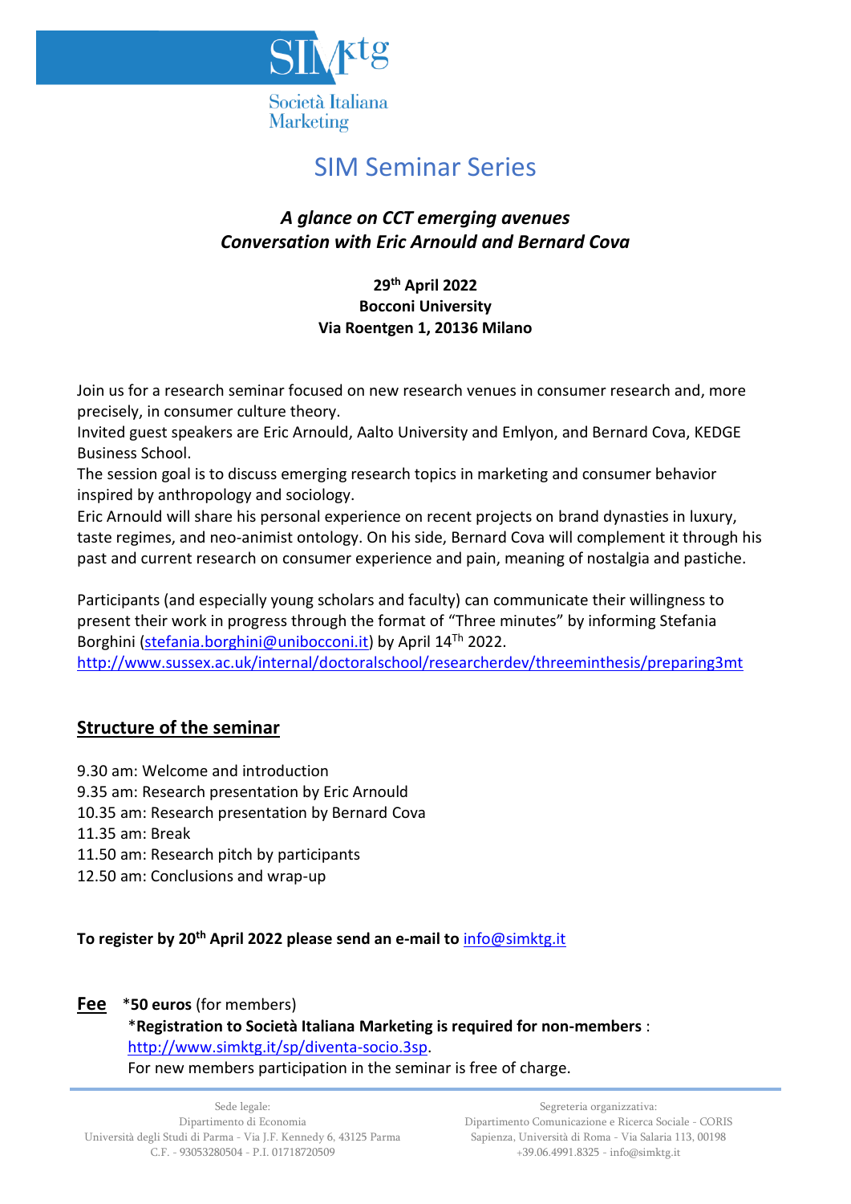SIMktg

Società Italiana Marketing

# SIM Seminar Series

### *A glance on CCT emerging avenues*
### *Conversation with Eric Arnould and Bernard Cova*

**29th April 2022**
**Bocconi University**
**Via Roentgen 1, 20136 Milano**

Join us for a research seminar focused on new research venues in consumer research and, more precisely, in consumer culture theory.
Invited guest speakers are Eric Arnould, Aalto University and Emlyon, and Bernard Cova, KEDGE Business School.
The session goal is to discuss emerging research topics in marketing and consumer behavior inspired by anthropology and sociology.
Eric Arnould will share his personal experience on recent projects on brand dynasties in luxury, taste regimes, and neo-animist ontology. On his side, Bernard Cova will complement it through his past and current research on consumer experience and pain, meaning of nostalgia and pastiche.

Participants (and especially young scholars and faculty) can communicate their willingness to present their work in progress through the format of "Three minutes" by informing Stefania Borghini (stefania.borghini@unibocconi.it) by April 14Th 2022.
http://www.sussex.ac.uk/internal/doctoralschool/researcherdev/threeminthesis/preparing3mt

## Structure of the seminar

9.30 am: Welcome and introduction
9.35 am: Research presentation by Eric Arnould
10.35 am: Research presentation by Bernard Cova
11.35 am: Break
11.50 am: Research pitch by participants
12.50 am: Conclusions and wrap-up

**To register by 20th April 2022 please send an e-mail to** info@simktg.it

**Fee** \***50 euros** (for members)
\***Registration to Società Italiana Marketing is required for non-members** :
http://www.simktg.it/sp/diventa-socio.3sp.
For new members participation in the seminar is free of charge.

Sede legale:
Dipartimento di Economia
Università degli Studi di Parma - Via J.F. Kennedy 6, 43125 Parma
C.F. - 93053280504 - P.I. 01718720509

Segreteria organizzativa:
Dipartimento Comunicazione e Ricerca Sociale - CORIS
Sapienza, Università di Roma - Via Salaria 113, 00198
+39.06.4991.8325 - info@simktg.it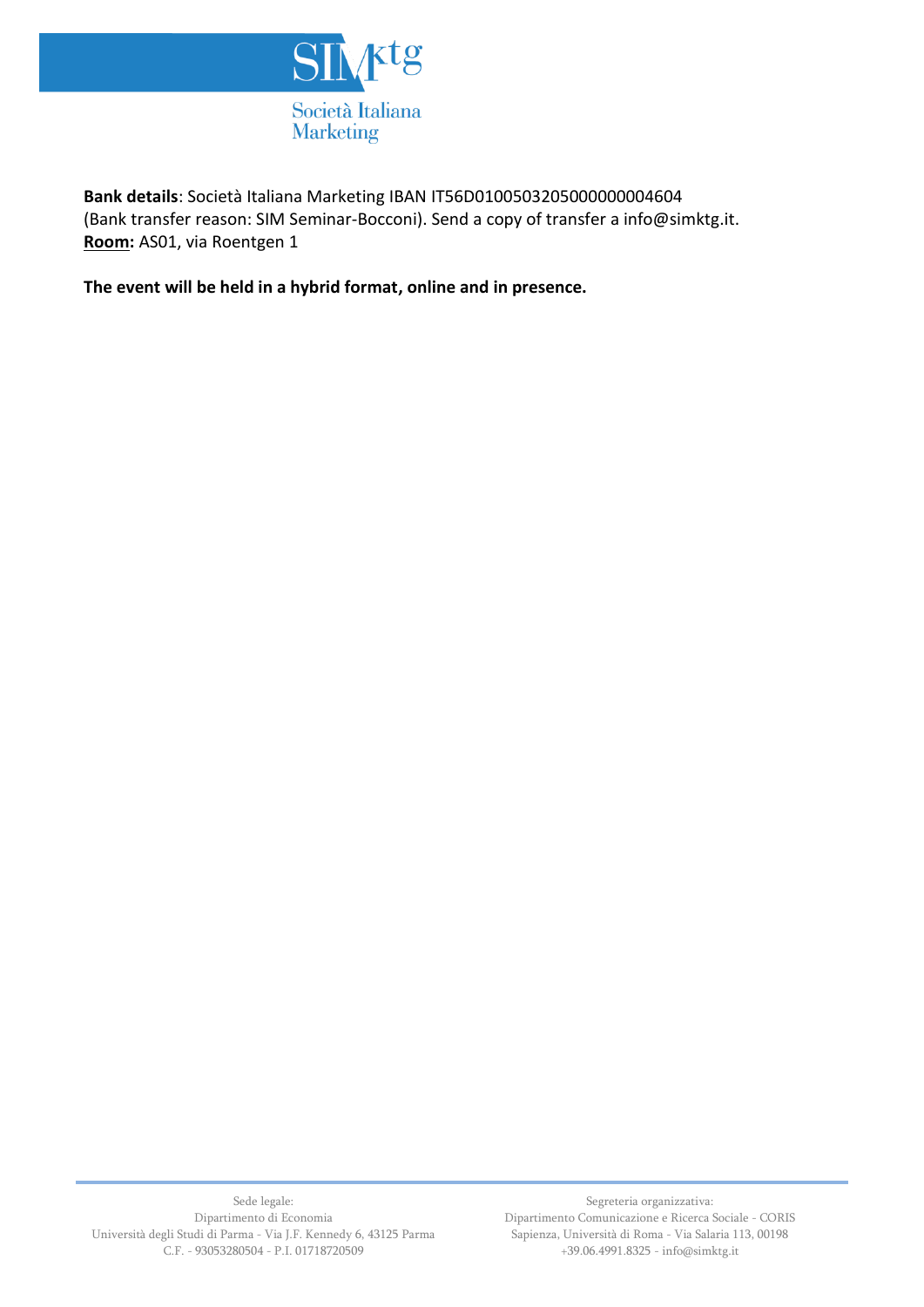**Bank details**: Società Italiana Marketing IBAN IT56D0100503205000000004604 (Bank transfer reason: SIM Seminar-Bocconi). Send a copy of transfer a info@simktg.it.
**Room:** AS01, via Roentgen 1

**The event will be held in a hybrid format, online and in presence.**